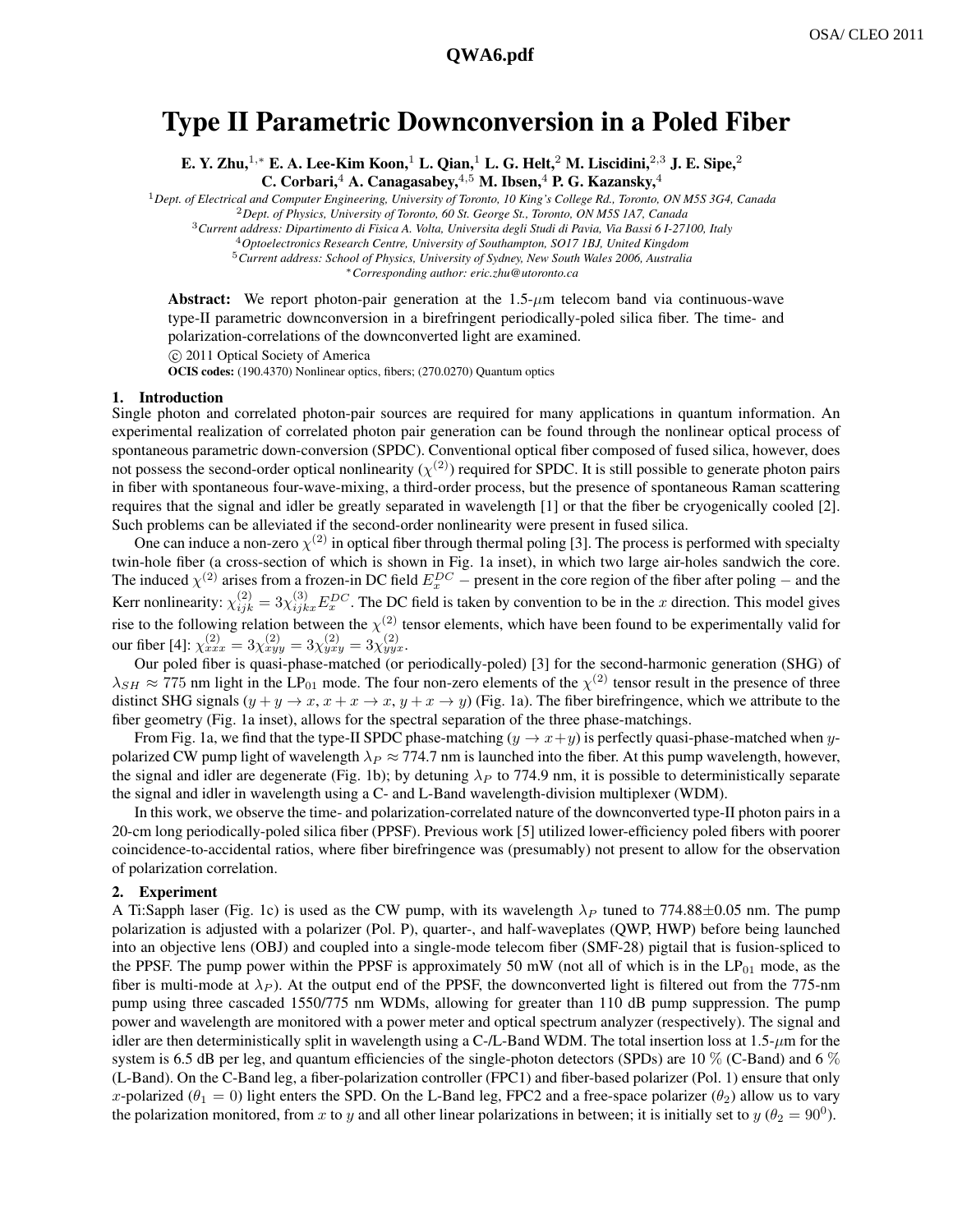# Type II Parametric Downconversion in a Poled Fiber

**E. Y. Zhu,[1,*] E. A. Lee-Kim Koon,[1] L. Qian,[1] L. G. Helt,[2] M. Liscidini,[2,3] J. E. Sipe,[2] C. Corbari,[4] A. Canagasabey,[4,5] M. Ibsen,[4] P. G. Kazansky,[4]**

[1] *Dept. of Electrical and Computer Engineering, University of Toronto, 10 King's College Rd., Toronto, ON M5S 3G4, Canada*
[2] *Dept. of Physics, University of Toronto, 60 St. George St., Toronto, ON M5S 1A7, Canada*
[3] *Current address: Dipartimento di Fisica A. Volta, Universita degli Studi di Pavia, Via Bassi 6 I-27100, Italy*
[4] *Optoelectronics Research Centre, University of Southampton, SO17 1BJ, United Kingdom*
[5] *Current address: School of Physics, University of Sydney, New South Wales 2006, Australia*
[*] *Corresponding author: eric.zhu@utoronto.ca*

**Abstract:** We report photon-pair generation at the 1.5-$\mu$m telecom band via continuous-wave type-II parametric downconversion in a birefringent periodically-poled silica fiber. The time- and polarization-correlations of the downconverted light are examined.

© 2011 Optical Society of America

**OCIS codes:** (190.4370) Nonlinear optics, fibers; (270.0270) Quantum optics

## 1. Introduction

Single photon and correlated photon-pair sources are required for many applications in quantum information. An experimental realization of correlated photon pair generation can be found through the nonlinear optical process of spontaneous parametric down-conversion (SPDC). Conventional optical fiber composed of fused silica, however, does not possess the second-order optical nonlinearity ($\chi^{(2)}$) required for SPDC. It is still possible to generate photon pairs in fiber with spontaneous four-wave-mixing, a third-order process, but the presence of spontaneous Raman scattering requires that the signal and idler be greatly separated in wavelength [1] or that the fiber be cryogenically cooled [2]. Such problems can be alleviated if the second-order nonlinearity were present in fused silica.

One can induce a non-zero $\chi^{(2)}$ in optical fiber through thermal poling [3]. The process is performed with specialty twin-hole fiber (a cross-section of which is shown in Fig. 1a inset), in which two large air-holes sandwich the core. The induced $\chi^{(2)}$ arises from a frozen-in DC field $E_x^{DC}$ − present in the core region of the fiber after poling − and the Kerr nonlinearity: $\chi_{ijk}^{(2)} = 3\chi_{ijkx}^{(3)} E_x^{DC}$. The DC field is taken by convention to be in the $x$ direction. This model gives rise to the following relation between the $\chi^{(2)}$ tensor elements, which have been found to be experimentally valid for our fiber [4]: $\chi_{xxx}^{(2)} = 3\chi_{xyy}^{(2)} = 3\chi_{yxy}^{(2)} = 3\chi_{yyx}^{(2)}$.

Our poled fiber is quasi-phase-matched (or periodically-poled) [3] for the second-harmonic generation (SHG) of $\lambda_{SH} \approx 775$ nm light in the $\text{LP}_{01}$ mode. The four non-zero elements of the $\chi^{(2)}$ tensor result in the presence of three distinct SHG signals ($y+y \to x$, $x+x \to x$, $y+x \to y$) (Fig. 1a). The fiber birefringence, which we attribute to the fiber geometry (Fig. 1a inset), allows for the spectral separation of the three phase-matchings.

From Fig. 1a, we find that the type-II SPDC phase-matching ($y \to x+y$) is perfectly quasi-phase-matched when $y$-polarized CW pump light of wavelength $\lambda_P \approx 774.7$ nm is launched into the fiber. At this pump wavelength, however, the signal and idler are degenerate (Fig. 1b); by detuning $\lambda_P$ to 774.9 nm, it is possible to deterministically separate the signal and idler in wavelength using a C- and L-Band wavelength-division multiplexer (WDM).

In this work, we observe the time- and polarization-correlated nature of the downconverted type-II photon pairs in a 20-cm long periodically-poled silica fiber (PPSF). Previous work [5] utilized lower-efficiency poled fibers with poorer coincidence-to-accidental ratios, where fiber birefringence was (presumably) not present to allow for the observation of polarization correlation.

## 2. Experiment

A Ti:Sapph laser (Fig. 1c) is used as the CW pump, with its wavelength $\lambda_P$ tuned to 774.88±0.05 nm. The pump polarization is adjusted with a polarizer (Pol. P), quarter-, and half-waveplates (QWP, HWP) before being launched into an objective lens (OBJ) and coupled into a single-mode telecom fiber (SMF-28) pigtail that is fusion-spliced to the PPSF. The pump power within the PPSF is approximately 50 mW (not all of which is in the $\text{LP}_{01}$ mode, as the fiber is multi-mode at $\lambda_P$). At the output end of the PPSF, the downconverted light is filtered out from the 775-nm pump using three cascaded 1550/775 nm WDMs, allowing for greater than 110 dB pump suppression. The pump power and wavelength are monitored with a power meter and optical spectrum analyzer (respectively). The signal and idler are then deterministically split in wavelength using a C-/L-Band WDM. The total insertion loss at 1.5-$\mu$m for the system is 6.5 dB per leg, and quantum efficiencies of the single-photon detectors (SPDs) are 10 % (C-Band) and 6 % (L-Band). On the C-Band leg, a fiber-polarization controller (FPC1) and fiber-based polarizer (Pol. 1) ensure that only $x$-polarized ($\theta_1 = 0$) light enters the SPD. On the L-Band leg, FPC2 and a free-space polarizer ($\theta_2$) allow us to vary the polarization monitored, from $x$ to $y$ and all other linear polarizations in between; it is initially set to $y$ ($\theta_2 = 90^0$).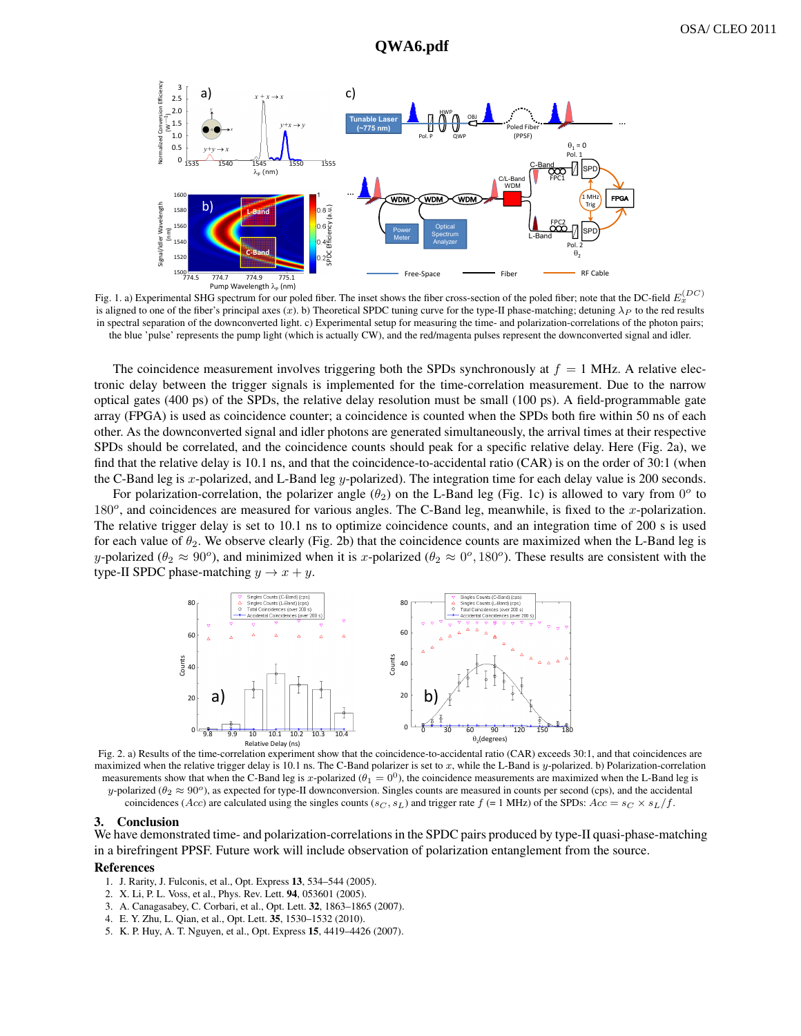Fig. 1. a) Experimental SHG spectrum for our poled fiber. The inset shows the fiber cross-section of the poled fiber; note that the DC-field $E_x^{(DC)}$ is aligned to one of the fiber's principal axes ($x$). b) Theoretical SPDC tuning curve for the type-II phase-matching; detuning $\lambda_P$ to the red results in spectral separation of the downconverted light. c) Experimental setup for measuring the time- and polarization-correlations of the photon pairs; the blue 'pulse' represents the pump light (which is actually CW), and the red/magenta pulses represent the downconverted signal and idler.

The coincidence measurement involves triggering both the SPDs synchronously at $f = 1$ MHz. A relative electronic delay between the trigger signals is implemented for the time-correlation measurement. Due to the narrow optical gates (400 ps) of the SPDs, the relative delay resolution must be small (100 ps). A field-programmable gate array (FPGA) is used as coincidence counter; a coincidence is counted when the SPDs both fire within 50 ns of each other. As the downconverted signal and idler photons are generated simultaneously, their arrival times at their respective SPDs should be correlated, and the coincidence counts should peak for a specific relative delay. Here (Fig. 2a), we find that the relative delay is 10.1 ns, and that the coincidence-to-accidental ratio (CAR) is on the order of 30:1 (when the C-Band leg is $x$-polarized, and L-Band leg $y$-polarized). The integration time for each delay value is 200 seconds.

For polarization-correlation, the polarizer angle ($\theta_2$) on the L-Band leg (Fig. 1c) is allowed to vary from $0^o$ to $180^o$, and coincidences are measured for various angles. The C-Band leg, meanwhile, is fixed to the $x$-polarization. The relative trigger delay is set to 10.1 ns to optimize coincidence counts, and an integration time of 200 s is used for each value of $\theta_2$. We observe clearly (Fig. 2b) that the coincidence counts are maximized when the L-Band leg is $y$-polarized ($\theta_2 \approx 90^o$), and minimized when it is $x$-polarized ($\theta_2 \approx 0^o, 180^o$). These results are consistent with the type-II SPDC phase-matching $y \rightarrow x + y$.

Fig. 2. a) Results of the time-correlation experiment show that the coincidence-to-accidental ratio (CAR) exceeds 30:1, and that coincidences are maximized when the relative trigger delay is 10.1 ns. The C-Band polarizer is set to $x$, while the L-Band is $y$-polarized. b) Polarization-correlation measurements show that when the C-Band leg is $x$-polarized ($\theta_1 = 0^0$), the coincidence measurements are maximized when the L-Band leg is $y$-polarized ($\theta_2 \approx 90^o$), as expected for type-II downconversion. Singles counts are measured in counts per second (cps), and the accidental coincidences ($Acc$) are calculated using the singles counts ($s_C, s_L$) and trigger rate $f$ (= 1 MHz) of the SPDs: $Acc = s_C \times s_L / f$.

## 3. Conclusion

We have demonstrated time- and polarization-correlations in the SPDC pairs produced by type-II quasi-phase-matching in a birefringent PPSF. Future work will include observation of polarization entanglement from the source.

## References

1. J. Rarity, J. Fulconis, et al., Opt. Express **13**, 534–544 (2005).
2. X. Li, P. L. Voss, et al., Phys. Rev. Lett. **94**, 053601 (2005).
3. A. Canagasabey, C. Corbari, et al., Opt. Lett. **32**, 1863–1865 (2007).
4. E. Y. Zhu, L. Qian, et al., Opt. Lett. **35**, 1530–1532 (2010).
5. K. P. Huy, A. T. Nguyen, et al., Opt. Express **15**, 4419–4426 (2007).